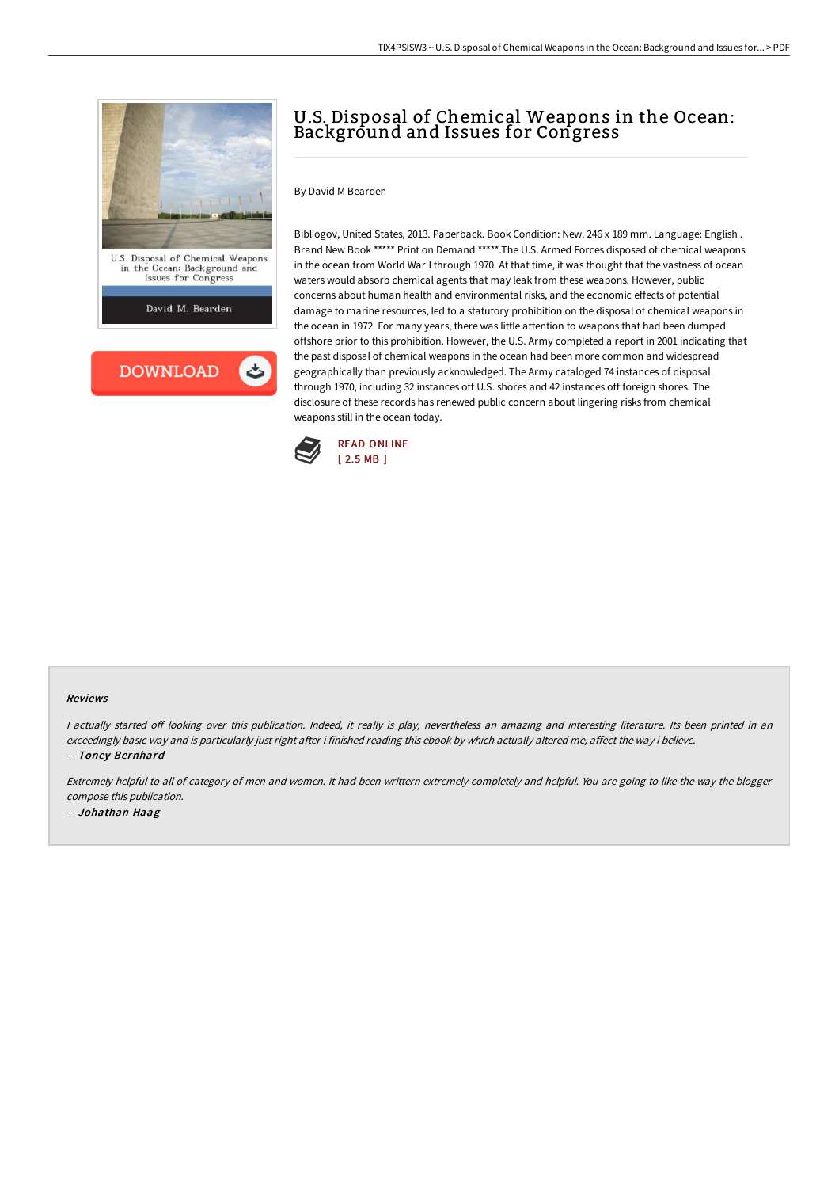# U.S. Disposal of Chemical Weapons in the Ocean: Background and Issues for Congress

By David M Bearden

Bibliogov, United States, 2013. Paperback. Book Condition: New. 246 x 189 mm. Language: English . Brand New Book ***** Print on Demand *****.The U.S. Armed Forces disposed of chemical weapons in the ocean from World War I through 1970. At that time, it was thought that the vastness of ocean waters would absorb chemical agents that may leak from these weapons. However, public concerns about human health and environmental risks, and the economic effects of potential damage to marine resources, led to a statutory prohibition on the disposal of chemical weapons in the ocean in 1972. For many years, there was little attention to weapons that had been dumped offshore prior to this prohibition. However, the U.S. Army completed a report in 2001 indicating that the past disposal of chemical weapons in the ocean had been more common and widespread geographically than previously acknowledged. The Army cataloged 74 instances of disposal through 1970, including 32 instances off U.S. shores and 42 instances off foreign shores. The disclosure of these records has renewed public concern about lingering risks from chemical weapons still in the ocean today.

READ ONLINE
[ 2.5 MB ]

### Reviews

*I actually started off looking over this publication. Indeed, it really is play, nevertheless an amazing and interesting literature. Its been printed in an exceedingly basic way and is particularly just right after i finished reading this ebook by which actually altered me, affect the way i believe.*

-- *Toney Bernhard*

*Extremely helpful to all of category of men and women. it had been writtern extremely completely and helpful. You are going to like the way the blogger compose this publication.*

-- *Johathan Haag*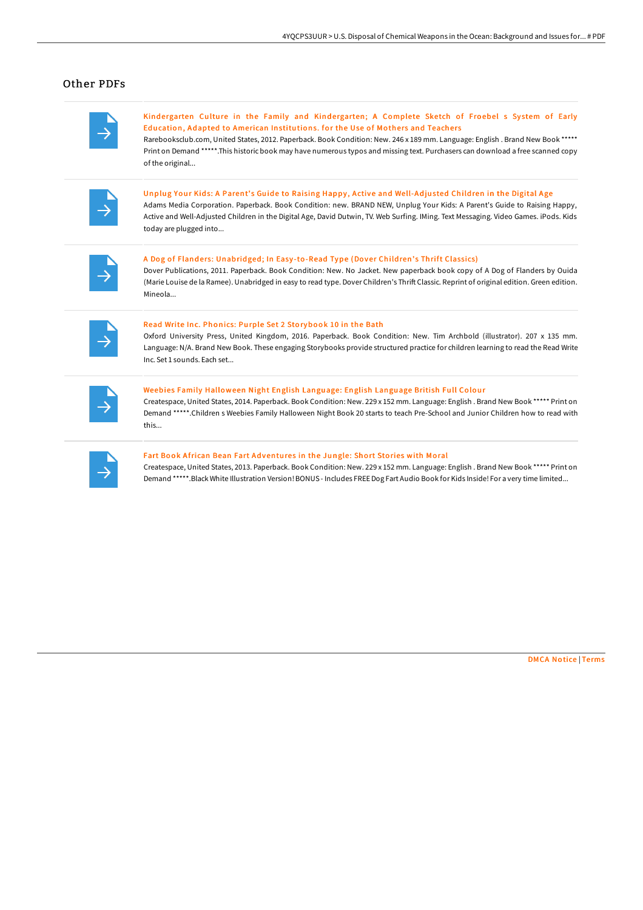## Other PDFs

**Kindergarten Culture in the Family and Kindergarten; A Complete Sketch of Froebel s System of Early Education, Adapted to American Institutions. for the Use of Mothers and Teachers**

Rarebooksclub.com, United States, 2012. Paperback. Book Condition: New. 246 x 189 mm. Language: English . Brand New Book ***** Print on Demand *****.This historic book may have numerous typos and missing text. Purchasers can download a free scanned copy of the original...

**Unplug Your Kids: A Parent's Guide to Raising Happy, Active and Well-Adjusted Children in the Digital Age**

Adams Media Corporation. Paperback. Book Condition: new. BRAND NEW, Unplug Your Kids: A Parent's Guide to Raising Happy, Active and Well-Adjusted Children in the Digital Age, David Dutwin, TV. Web Surfing. IMing. Text Messaging. Video Games. iPods. Kids today are plugged into...

**A Dog of Flanders: Unabridged; In Easy-to-Read Type (Dover Children's Thrift Classics)**

Dover Publications, 2011. Paperback. Book Condition: New. No Jacket. New paperback book copy of A Dog of Flanders by Ouida (Marie Louise de la Ramee). Unabridged in easy to read type. Dover Children's Thrift Classic. Reprint of original edition. Green edition. Mineola...

**Read Write Inc. Phonics: Purple Set 2 Storybook 10 in the Bath**

Oxford University Press, United Kingdom, 2016. Paperback. Book Condition: New. Tim Archbold (illustrator). 207 x 135 mm. Language: N/A. Brand New Book. These engaging Storybooks provide structured practice for children learning to read the Read Write Inc. Set 1 sounds. Each set...

**Weebies Family Halloween Night English Language: English Language British Full Colour**

Createspace, United States, 2014. Paperback. Book Condition: New. 229 x 152 mm. Language: English . Brand New Book ***** Print on Demand *****.Children s Weebies Family Halloween Night Book 20 starts to teach Pre-School and Junior Children how to read with this...

**Fart Book African Bean Fart Adventures in the Jungle: Short Stories with Moral**

Createspace, United States, 2013. Paperback. Book Condition: New. 229 x 152 mm. Language: English . Brand New Book ***** Print on Demand *****.Black White Illustration Version! BONUS - Includes FREE Dog Fart Audio Book for Kids Inside! For a very time limited...